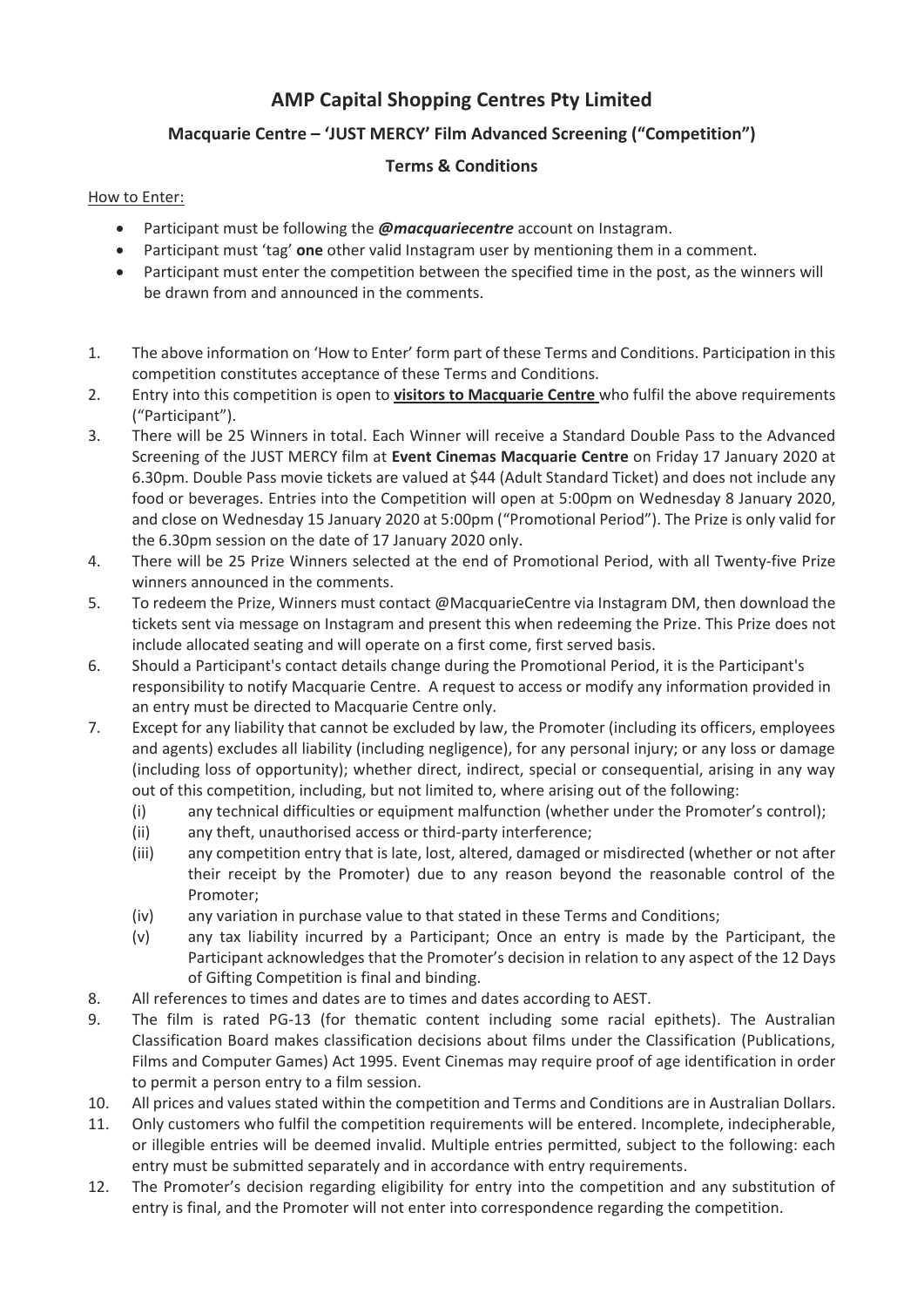# AMP Capital Shopping Centres Pty Limited

## Macquarie Centre – 'JUST MERCY' Film Advanced Screening ("Competition")

## Terms & Conditions

How to Enter:

- Participant must be following the ***@macquariecentre*** account on Instagram.
- Participant must 'tag' **one** other valid Instagram user by mentioning them in a comment.
- Participant must enter the competition between the specified time in the post, as the winners will be drawn from and announced in the comments.

1. The above information on 'How to Enter' form part of these Terms and Conditions. Participation in this competition constitutes acceptance of these Terms and Conditions.
2. Entry into this competition is open to **visitors to Macquarie Centre** who fulfil the above requirements ("Participant").
3. There will be 25 Winners in total. Each Winner will receive a Standard Double Pass to the Advanced Screening of the JUST MERCY film at **Event Cinemas Macquarie Centre** on Friday 17 January 2020 at 6.30pm. Double Pass movie tickets are valued at $44 (Adult Standard Ticket) and does not include any food or beverages. Entries into the Competition will open at 5:00pm on Wednesday 8 January 2020, and close on Wednesday 15 January 2020 at 5:00pm ("Promotional Period"). The Prize is only valid for the 6.30pm session on the date of 17 January 2020 only.
4. There will be 25 Prize Winners selected at the end of Promotional Period, with all Twenty-five Prize winners announced in the comments.
5. To redeem the Prize, Winners must contact @MacquarieCentre via Instagram DM, then download the tickets sent via message on Instagram and present this when redeeming the Prize. This Prize does not include allocated seating and will operate on a first come, first served basis.
6. Should a Participant's contact details change during the Promotional Period, it is the Participant's responsibility to notify Macquarie Centre. A request to access or modify any information provided in an entry must be directed to Macquarie Centre only.
7. Except for any liability that cannot be excluded by law, the Promoter (including its officers, employees and agents) excludes all liability (including negligence), for any personal injury; or any loss or damage (including loss of opportunity); whether direct, indirect, special or consequential, arising in any way out of this competition, including, but not limited to, where arising out of the following:
   (i) any technical difficulties or equipment malfunction (whether under the Promoter's control);
   (ii) any theft, unauthorised access or third-party interference;
   (iii) any competition entry that is late, lost, altered, damaged or misdirected (whether or not after their receipt by the Promoter) due to any reason beyond the reasonable control of the Promoter;
   (iv) any variation in purchase value to that stated in these Terms and Conditions;
   (v) any tax liability incurred by a Participant; Once an entry is made by the Participant, the Participant acknowledges that the Promoter's decision in relation to any aspect of the 12 Days of Gifting Competition is final and binding.
8. All references to times and dates are to times and dates according to AEST.
9. The film is rated PG-13 (for thematic content including some racial epithets). The Australian Classification Board makes classification decisions about films under the Classification (Publications, Films and Computer Games) Act 1995. Event Cinemas may require proof of age identification in order to permit a person entry to a film session.
10. All prices and values stated within the competition and Terms and Conditions are in Australian Dollars.
11. Only customers who fulfil the competition requirements will be entered. Incomplete, indecipherable, or illegible entries will be deemed invalid. Multiple entries permitted, subject to the following: each entry must be submitted separately and in accordance with entry requirements.
12. The Promoter's decision regarding eligibility for entry into the competition and any substitution of entry is final, and the Promoter will not enter into correspondence regarding the competition.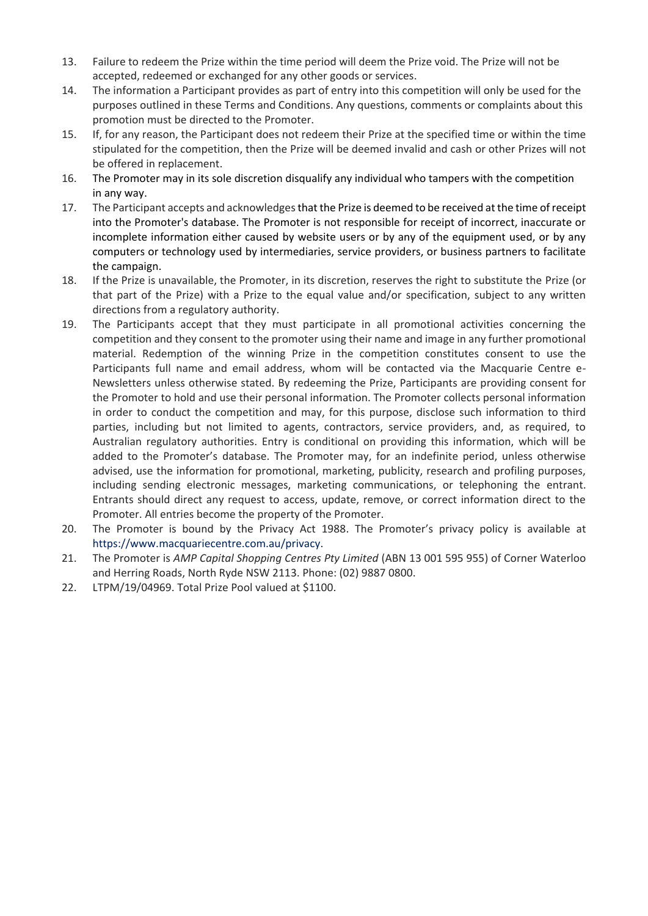13. Failure to redeem the Prize within the time period will deem the Prize void. The Prize will not be accepted, redeemed or exchanged for any other goods or services.
14. The information a Participant provides as part of entry into this competition will only be used for the purposes outlined in these Terms and Conditions. Any questions, comments or complaints about this promotion must be directed to the Promoter.
15. If, for any reason, the Participant does not redeem their Prize at the specified time or within the time stipulated for the competition, then the Prize will be deemed invalid and cash or other Prizes will not be offered in replacement.
16. The Promoter may in its sole discretion disqualify any individual who tampers with the competition in any way.
17. The Participant accepts and acknowledges that the Prize is deemed to be received at the time of receipt into the Promoter's database. The Promoter is not responsible for receipt of incorrect, inaccurate or incomplete information either caused by website users or by any of the equipment used, or by any computers or technology used by intermediaries, service providers, or business partners to facilitate the campaign.
18. If the Prize is unavailable, the Promoter, in its discretion, reserves the right to substitute the Prize (or that part of the Prize) with a Prize to the equal value and/or specification, subject to any written directions from a regulatory authority.
19. The Participants accept that they must participate in all promotional activities concerning the competition and they consent to the promoter using their name and image in any further promotional material. Redemption of the winning Prize in the competition constitutes consent to use the Participants full name and email address, whom will be contacted via the Macquarie Centre e-Newsletters unless otherwise stated. By redeeming the Prize, Participants are providing consent for the Promoter to hold and use their personal information. The Promoter collects personal information in order to conduct the competition and may, for this purpose, disclose such information to third parties, including but not limited to agents, contractors, service providers, and, as required, to Australian regulatory authorities. Entry is conditional on providing this information, which will be added to the Promoter's database. The Promoter may, for an indefinite period, unless otherwise advised, use the information for promotional, marketing, publicity, research and profiling purposes, including sending electronic messages, marketing communications, or telephoning the entrant. Entrants should direct any request to access, update, remove, or correct information direct to the Promoter. All entries become the property of the Promoter.
20. The Promoter is bound by the Privacy Act 1988. The Promoter's privacy policy is available at https://www.macquariecentre.com.au/privacy.
21. The Promoter is *AMP Capital Shopping Centres Pty Limited* (ABN 13 001 595 955) of Corner Waterloo and Herring Roads, North Ryde NSW 2113. Phone: (02) 9887 0800.
22. LTPM/19/04969. Total Prize Pool valued at $1100.